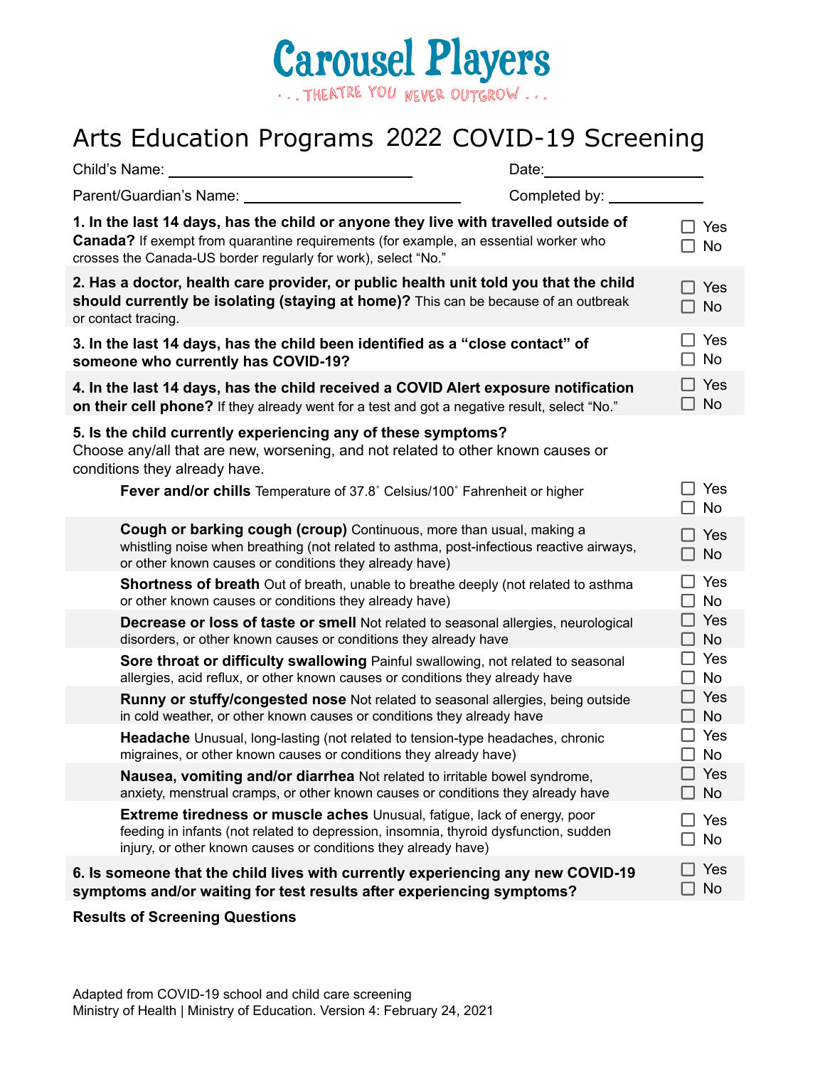# Carousel Players

. . . THEATRE YOU NEVER OUTGROW . . .

## Arts Education Programs 2022 COVID-19 Screening

Child's Name: ______________________________ Date: ____________________

Parent/Guardian's Name: ____________________________ Completed by: ____________

**1. In the last 14 days, has the child or anyone they live with travelled outside of Canada?** If exempt from quarantine requirements (for example, an essential worker who crosses the Canada-US border regularly for work), select "No."

☐ Yes
☐ No

**2. Has a doctor, health care provider, or public health unit told you that the child should currently be isolating (staying at home)?** This can be because of an outbreak or contact tracing.

☐ Yes
☐ No

**3. In the last 14 days, has the child been identified as a "close contact" of someone who currently has COVID-19?**

☐ Yes
☐ No

**4. In the last 14 days, has the child received a COVID Alert exposure notification on their cell phone?** If they already went for a test and got a negative result, select "No."

☐ Yes
☐ No

**5. Is the child currently experiencing any of these symptoms?**
Choose any/all that are new, worsening, and not related to other known causes or conditions they already have.

**Fever and/or chills** Temperature of 37.8˚ Celsius/100˚ Fahrenheit or higher

☐ Yes
☐ No

**Cough or barking cough (croup)** Continuous, more than usual, making a whistling noise when breathing (not related to asthma, post-infectious reactive airways, or other known causes or conditions they already have)

☐ Yes
☐ No

**Shortness of breath** Out of breath, unable to breathe deeply (not related to asthma or other known causes or conditions they already have)

☐ Yes
☐ No

**Decrease or loss of taste or smell** Not related to seasonal allergies, neurological disorders, or other known causes or conditions they already have

☐ Yes
☐ No

**Sore throat or difficulty swallowing** Painful swallowing, not related to seasonal allergies, acid reflux, or other known causes or conditions they already have

☐ Yes
☐ No

**Runny or stuffy/congested nose** Not related to seasonal allergies, being outside in cold weather, or other known causes or conditions they already have

☐ Yes
☐ No

**Headache** Unusual, long-lasting (not related to tension-type headaches, chronic migraines, or other known causes or conditions they already have)

☐ Yes
☐ No

**Nausea, vomiting and/or diarrhea** Not related to irritable bowel syndrome, anxiety, menstrual cramps, or other known causes or conditions they already have

☐ Yes
☐ No

**Extreme tiredness or muscle aches** Unusual, fatigue, lack of energy, poor feeding in infants (not related to depression, insomnia, thyroid dysfunction, sudden injury, or other known causes or conditions they already have)

☐ Yes
☐ No

**6. Is someone that the child lives with currently experiencing any new COVID-19 symptoms and/or waiting for test results after experiencing symptoms?**

☐ Yes
☐ No

**Results of Screening Questions**

Adapted from COVID-19 school and child care screening
Ministry of Health | Ministry of Education. Version 4: February 24, 2021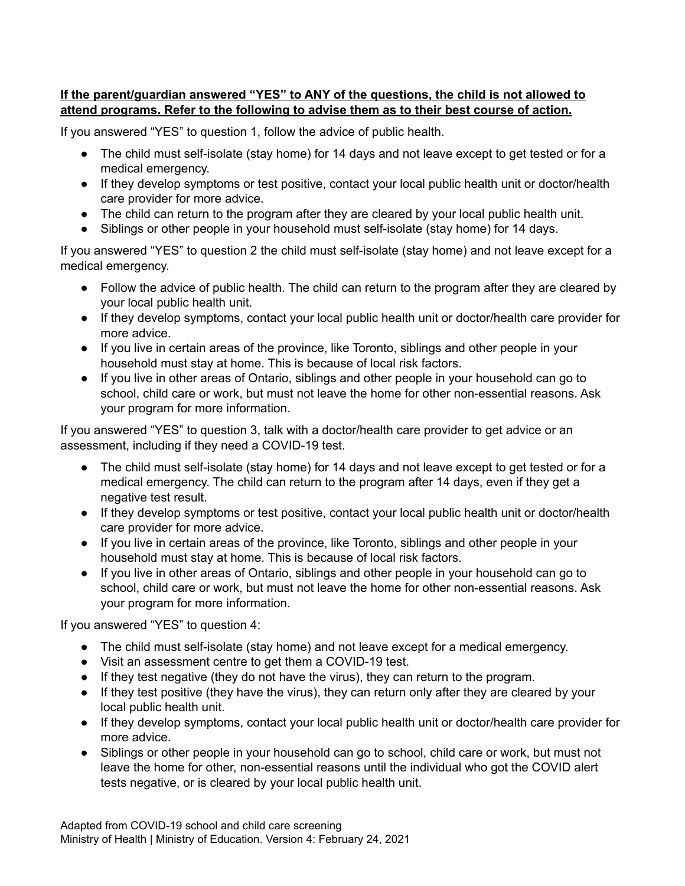**If the parent/guardian answered "YES" to ANY of the questions, the child is not allowed to attend programs. Refer to the following to advise them as to their best course of action.**

If you answered "YES" to question 1, follow the advice of public health.

- The child must self-isolate (stay home) for 14 days and not leave except to get tested or for a medical emergency.
- If they develop symptoms or test positive, contact your local public health unit or doctor/health care provider for more advice.
- The child can return to the program after they are cleared by your local public health unit.
- Siblings or other people in your household must self-isolate (stay home) for 14 days.

If you answered "YES" to question 2 the child must self-isolate (stay home) and not leave except for a medical emergency.

- Follow the advice of public health. The child can return to the program after they are cleared by your local public health unit.
- If they develop symptoms, contact your local public health unit or doctor/health care provider for more advice.
- If you live in certain areas of the province, like Toronto, siblings and other people in your household must stay at home. This is because of local risk factors.
- If you live in other areas of Ontario, siblings and other people in your household can go to school, child care or work, but must not leave the home for other non-essential reasons. Ask your program for more information.

If you answered "YES" to question 3, talk with a doctor/health care provider to get advice or an assessment, including if they need a COVID-19 test.

- The child must self-isolate (stay home) for 14 days and not leave except to get tested or for a medical emergency. The child can return to the program after 14 days, even if they get a negative test result.
- If they develop symptoms or test positive, contact your local public health unit or doctor/health care provider for more advice.
- If you live in certain areas of the province, like Toronto, siblings and other people in your household must stay at home. This is because of local risk factors.
- If you live in other areas of Ontario, siblings and other people in your household can go to school, child care or work, but must not leave the home for other non-essential reasons. Ask your program for more information.

If you answered "YES" to question 4:

- The child must self-isolate (stay home) and not leave except for a medical emergency.
- Visit an assessment centre to get them a COVID-19 test.
- If they test negative (they do not have the virus), they can return to the program.
- If they test positive (they have the virus), they can return only after they are cleared by your local public health unit.
- If they develop symptoms, contact your local public health unit or doctor/health care provider for more advice.
- Siblings or other people in your household can go to school, child care or work, but must not leave the home for other, non-essential reasons until the individual who got the COVID alert tests negative, or is cleared by your local public health unit.

Adapted from COVID-19 school and child care screening
Ministry of Health | Ministry of Education. Version 4: February 24, 2021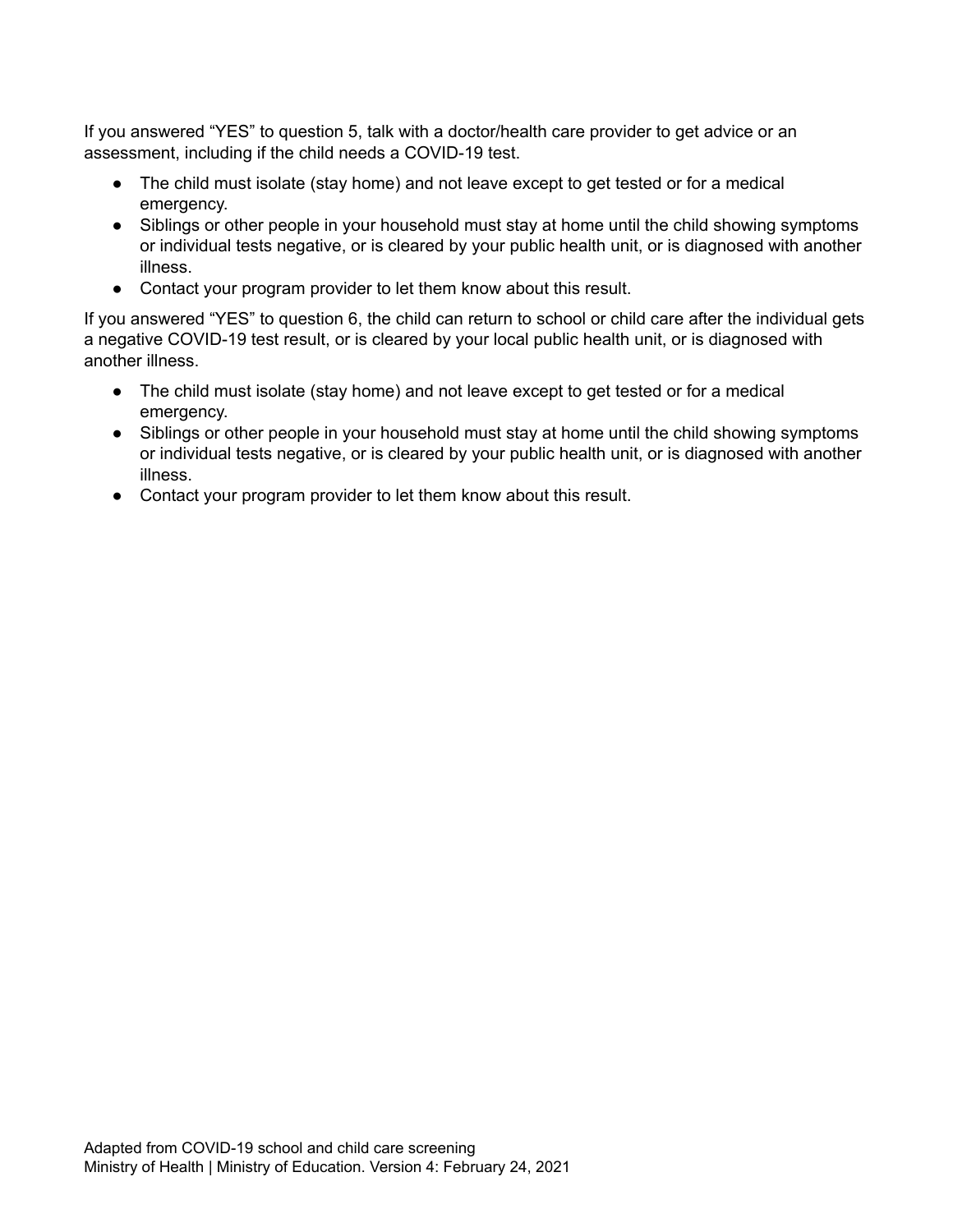If you answered “YES” to question 5, talk with a doctor/health care provider to get advice or an assessment, including if the child needs a COVID-19 test.

- The child must isolate (stay home) and not leave except to get tested or for a medical emergency.
- Siblings or other people in your household must stay at home until the child showing symptoms or individual tests negative, or is cleared by your public health unit, or is diagnosed with another illness.
- Contact your program provider to let them know about this result.

If you answered “YES” to question 6, the child can return to school or child care after the individual gets a negative COVID-19 test result, or is cleared by your local public health unit, or is diagnosed with another illness.

- The child must isolate (stay home) and not leave except to get tested or for a medical emergency.
- Siblings or other people in your household must stay at home until the child showing symptoms or individual tests negative, or is cleared by your public health unit, or is diagnosed with another illness.
- Contact your program provider to let them know about this result.

Adapted from COVID-19 school and child care screening
Ministry of Health | Ministry of Education. Version 4: February 24, 2021